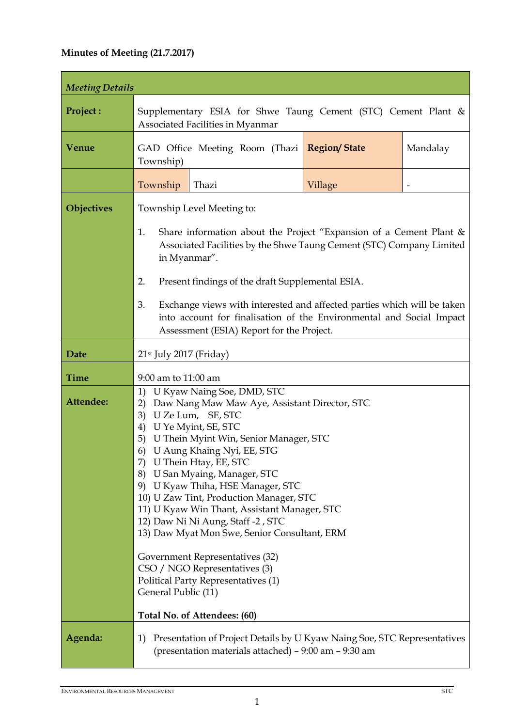**Minutes of Meeting (21.7.2017)**

| *Meeting Details* | | | | |
|---|---|---|---|---|
| **Project :** | Supplementary ESIA for Shwe Taung Cement (STC) Cement Plant & Associated Facilities in Myanmar | | | |
| **Venue** | GAD Office Meeting Room (Thazi Township) | | **Region/ State** | Mandalay |
| | Township | Thazi | Village | - |
| **Objectives** | Township Level Meeting to:<br><br>1. Share information about the Project "Expansion of a Cement Plant & Associated Facilities by the Shwe Taung Cement (STC) Company Limited in Myanmar".<br><br>2. Present findings of the draft Supplemental ESIA.<br><br>3. Exchange views with interested and affected parties which will be taken into account for finalisation of the Environmental and Social Impact Assessment (ESIA) Report for the Project. | | | |
| **Date** | 21st July 2017 (Friday) | | | |
| **Time** | 9:00 am to 11:00 am | | | |
| **Attendee:** | 1) U Kyaw Naing Soe, DMD, STC<br>2) Daw Nang Maw Maw Aye, Assistant Director, STC<br>3) U Ze Lum, SE, STC<br>4) U Ye Myint, SE, STC<br>5) U Thein Myint Win, Senior Manager, STC<br>6) U Aung Khaing Nyi, EE, STG<br>7) U Thein Htay, EE, STC<br>8) U San Myaing, Manager, STC<br>9) U Kyaw Thiha, HSE Manager, STC<br>10) U Zaw Tint, Production Manager, STC<br>11) U Kyaw Win Thant, Assistant Manager, STC<br>12) Daw Ni Ni Aung, Staff -2 , STC<br>13) Daw Myat Mon Swe, Senior Consultant, ERM<br><br>Government Representatives (32)<br>CSO / NGO Representatives (3)<br>Political Party Representatives (1)<br>General Public (11)<br><br>**Total No. of Attendees: (60)** | | | |
| **Agenda:** | 1) Presentation of Project Details by U Kyaw Naing Soe, STC Representatives (presentation materials attached) – 9:00 am – 9:30 am | | | |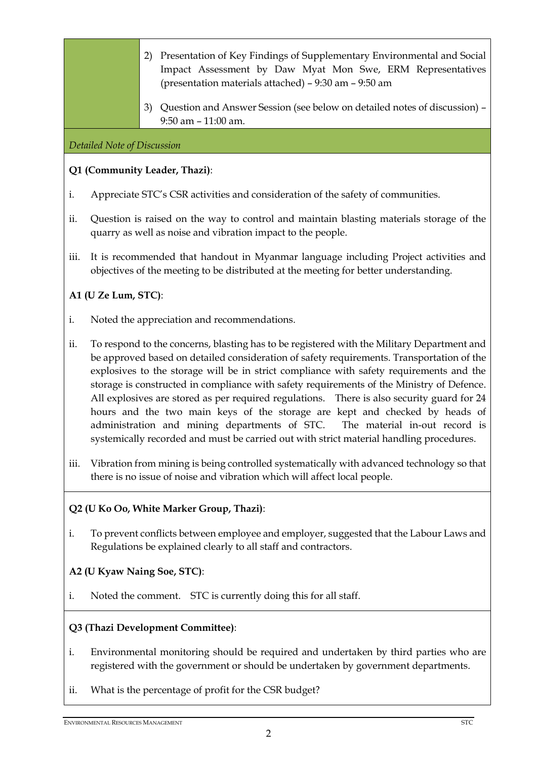|  |  |
|---|---|
|  | 2) Presentation of Key Findings of Supplementary Environmental and Social Impact Assessment by Daw Myat Mon Swe, ERM Representatives (presentation materials attached) – 9:30 am – 9:50 am<br><br>3) Question and Answer Session (see below on detailed notes of discussion) – 9:50 am – 11:00 am. |

*Detailed Note of Discussion*

**Q1 (Community Leader, Thazi)**:

i. Appreciate STC's CSR activities and consideration of the safety of communities.

ii. Question is raised on the way to control and maintain blasting materials storage of the quarry as well as noise and vibration impact to the people.

iii. It is recommended that handout in Myanmar language including Project activities and objectives of the meeting to be distributed at the meeting for better understanding.

**A1 (U Ze Lum, STC)**:

i. Noted the appreciation and recommendations.

ii. To respond to the concerns, blasting has to be registered with the Military Department and be approved based on detailed consideration of safety requirements. Transportation of the explosives to the storage will be in strict compliance with safety requirements and the storage is constructed in compliance with safety requirements of the Ministry of Defence. All explosives are stored as per required regulations. There is also security guard for 24 hours and the two main keys of the storage are kept and checked by heads of administration and mining departments of STC. The material in-out record is systemically recorded and must be carried out with strict material handling procedures.

iii. Vibration from mining is being controlled systematically with advanced technology so that there is no issue of noise and vibration which will affect local people.

**Q2 (U Ko Oo, White Marker Group, Thazi)**:

i. To prevent conflicts between employee and employer, suggested that the Labour Laws and Regulations be explained clearly to all staff and contractors.

**A2 (U Kyaw Naing Soe, STC)**:

i. Noted the comment. STC is currently doing this for all staff.

**Q3 (Thazi Development Committee)**:

i. Environmental monitoring should be required and undertaken by third parties who are registered with the government or should be undertaken by government departments.

ii. What is the percentage of profit for the CSR budget?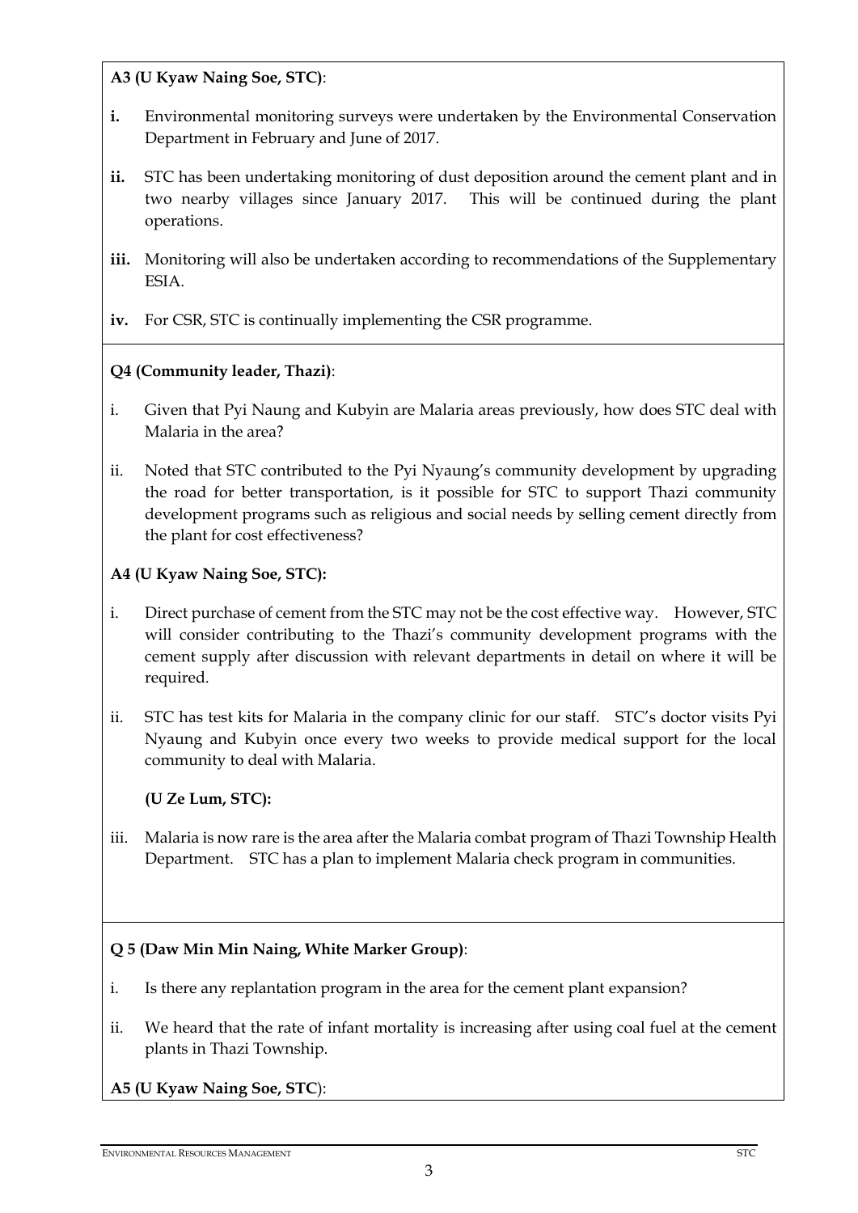**A3 (U Kyaw Naing Soe, STC)**:

- **i.** Environmental monitoring surveys were undertaken by the Environmental Conservation Department in February and June of 2017.
- **ii.** STC has been undertaking monitoring of dust deposition around the cement plant and in two nearby villages since January 2017. This will be continued during the plant operations.
- **iii.** Monitoring will also be undertaken according to recommendations of the Supplementary ESIA.
- **iv.** For CSR, STC is continually implementing the CSR programme.

**Q4 (Community leader, Thazi)**:

- i. Given that Pyi Naung and Kubyin are Malaria areas previously, how does STC deal with Malaria in the area?
- ii. Noted that STC contributed to the Pyi Nyaung's community development by upgrading the road for better transportation, is it possible for STC to support Thazi community development programs such as religious and social needs by selling cement directly from the plant for cost effectiveness?

**A4 (U Kyaw Naing Soe, STC):**

- i. Direct purchase of cement from the STC may not be the cost effective way. However, STC will consider contributing to the Thazi's community development programs with the cement supply after discussion with relevant departments in detail on where it will be required.
- ii. STC has test kits for Malaria in the company clinic for our staff. STC's doctor visits Pyi Nyaung and Kubyin once every two weeks to provide medical support for the local community to deal with Malaria.

**(U Ze Lum, STC):**

- iii. Malaria is now rare is the area after the Malaria combat program of Thazi Township Health Department. STC has a plan to implement Malaria check program in communities.

**Q 5 (Daw Min Min Naing, White Marker Group)**:

- i. Is there any replantation program in the area for the cement plant expansion?
- ii. We heard that the rate of infant mortality is increasing after using coal fuel at the cement plants in Thazi Township.

**A5 (U Kyaw Naing Soe, STC)**: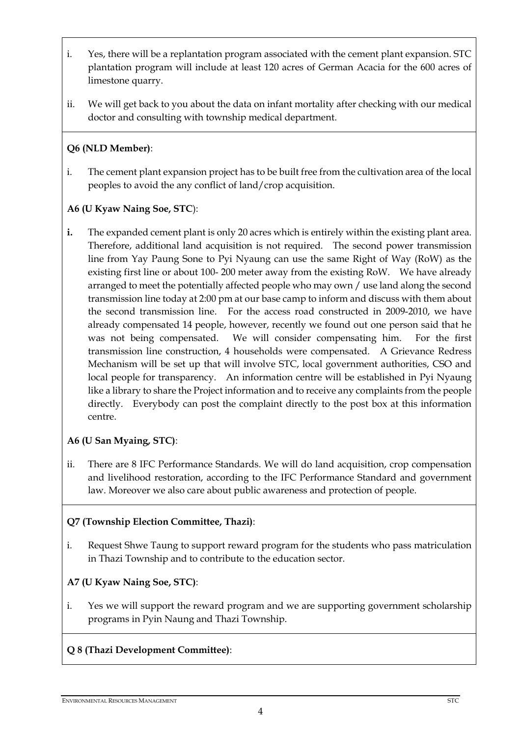i. Yes, there will be a replantation program associated with the cement plant expansion. STC plantation program will include at least 120 acres of German Acacia for the 600 acres of limestone quarry.

ii. We will get back to you about the data on infant mortality after checking with our medical doctor and consulting with township medical department.

**Q6 (NLD Member)**:

i. The cement plant expansion project has to be built free from the cultivation area of the local peoples to avoid the any conflict of land/crop acquisition.

**A6 (U Kyaw Naing Soe, STC**):

**i.** The expanded cement plant is only 20 acres which is entirely within the existing plant area. Therefore, additional land acquisition is not required. The second power transmission line from Yay Paung Sone to Pyi Nyaung can use the same Right of Way (RoW) as the existing first line or about 100- 200 meter away from the existing RoW. We have already arranged to meet the potentially affected people who may own / use land along the second transmission line today at 2:00 pm at our base camp to inform and discuss with them about the second transmission line. For the access road constructed in 2009-2010, we have already compensated 14 people, however, recently we found out one person said that he was not being compensated. We will consider compensating him. For the first transmission line construction, 4 households were compensated. A Grievance Redress Mechanism will be set up that will involve STC, local government authorities, CSO and local people for transparency. An information centre will be established in Pyi Nyaung like a library to share the Project information and to receive any complaints from the people directly. Everybody can post the complaint directly to the post box at this information centre.

**A6 (U San Myaing, STC)**:

ii. There are 8 IFC Performance Standards. We will do land acquisition, crop compensation and livelihood restoration, according to the IFC Performance Standard and government law. Moreover we also care about public awareness and protection of people.

**Q7 (Township Election Committee, Thazi)**:

i. Request Shwe Taung to support reward program for the students who pass matriculation in Thazi Township and to contribute to the education sector.

**A7 (U Kyaw Naing Soe, STC)**:

i. Yes we will support the reward program and we are supporting government scholarship programs in Pyin Naung and Thazi Township.

**Q 8 (Thazi Development Committee)**: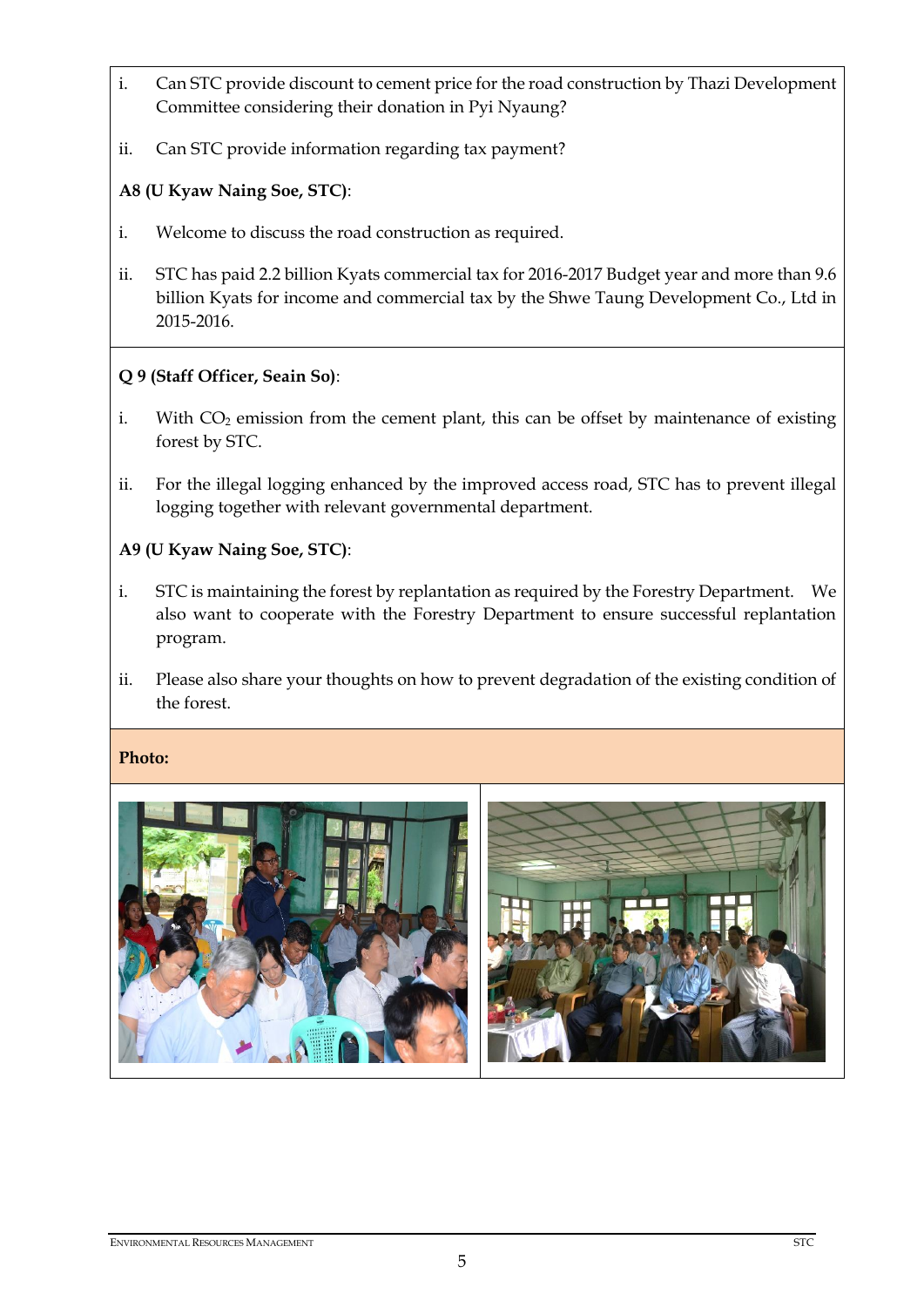i. Can STC provide discount to cement price for the road construction by Thazi Development Committee considering their donation in Pyi Nyaung?

ii. Can STC provide information regarding tax payment?

**A8 (U Kyaw Naing Soe, STC)**:

i. Welcome to discuss the road construction as required.

ii. STC has paid 2.2 billion Kyats commercial tax for 2016-2017 Budget year and more than 9.6 billion Kyats for income and commercial tax by the Shwe Taung Development Co., Ltd in 2015-2016.

**Q 9 (Staff Officer, Seain So)**:

i. With $CO_2$ emission from the cement plant, this can be offset by maintenance of existing forest by STC.

ii. For the illegal logging enhanced by the improved access road, STC has to prevent illegal logging together with relevant governmental department.

**A9 (U Kyaw Naing Soe, STC)**:

i. STC is maintaining the forest by replantation as required by the Forestry Department. We also want to cooperate with the Forestry Department to ensure successful replantation program.

ii. Please also share your thoughts on how to prevent degradation of the existing condition of the forest.

**Photo:**